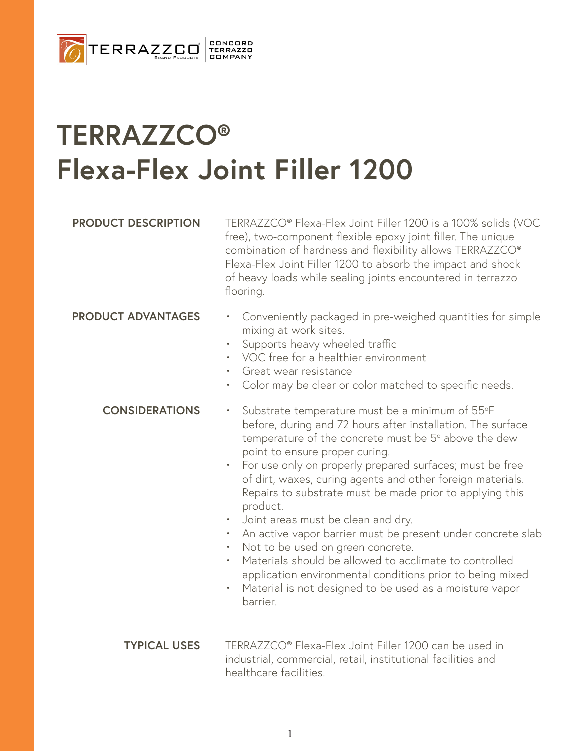TERRAZZCO Brand Products | CONCORD TERRAZZO COMPANY

# TERRAZZCO® Flexa-Flex Joint Filler 1200

## PRODUCT DESCRIPTION

TERRAZZCO® Flexa-Flex Joint Filler 1200 is a 100% solids (VOC free), two-component flexible epoxy joint filler. The unique combination of hardness and flexibility allows TERRAZZCO® Flexa-Flex Joint Filler 1200 to absorb the impact and shock of heavy loads while sealing joints encountered in terrazzo flooring.

## PRODUCT ADVANTAGES

- Conveniently packaged in pre-weighed quantities for simple mixing at work sites.
- Supports heavy wheeled traffic
- VOC free for a healthier environment
- Great wear resistance
- Color may be clear or color matched to specific needs.

## CONSIDERATIONS

- Substrate temperature must be a minimum of 55°F before, during and 72 hours after installation. The surface temperature of the concrete must be 5° above the dew point to ensure proper curing.
- For use only on properly prepared surfaces; must be free of dirt, waxes, curing agents and other foreign materials. Repairs to substrate must be made prior to applying this product.
- Joint areas must be clean and dry.
- An active vapor barrier must be present under concrete slab
- Not to be used on green concrete.
- Materials should be allowed to acclimate to controlled application environmental conditions prior to being mixed
- Material is not designed to be used as a moisture vapor barrier.

## TYPICAL USES

TERRAZZCO® Flexa-Flex Joint Filler 1200 can be used in industrial, commercial, retail, institutional facilities and healthcare facilities.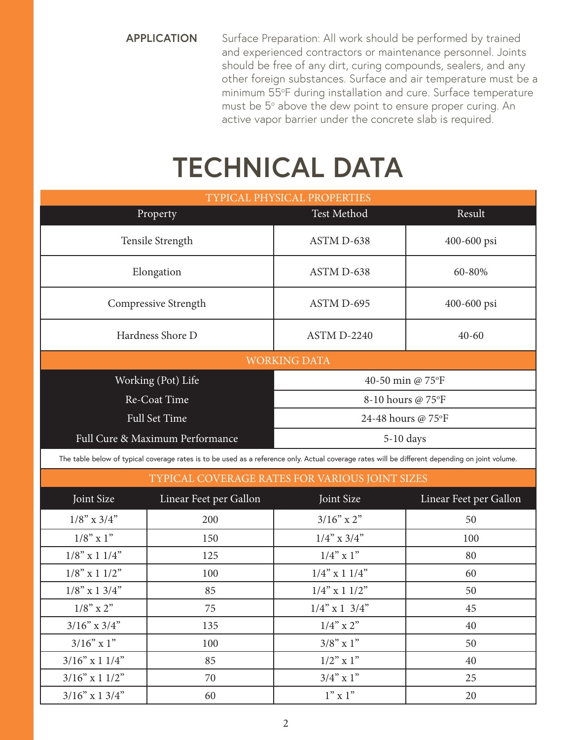**APPLICATION**

Surface Preparation: All work should be performed by trained and experienced contractors or maintenance personnel. Joints should be free of any dirt, curing compounds, sealers, and any other foreign substances. Surface and air temperature must be a minimum 55°F during installation and cure. Surface temperature must be 5° above the dew point to ensure proper curing. An active vapor barrier under the concrete slab is required.

# TECHNICAL DATA

| TYPICAL PHYSICAL PROPERTIES | | |
|---|---|---|
| Property | Test Method | Result |
| Tensile Strength | ASTM D-638 | 400-600 psi |
| Elongation | ASTM D-638 | 60-80% |
| Compressive Strength | ASTM D-695 | 400-600 psi |
| Hardness Shore D | ASTM D-2240 | 40-60 |

| WORKING DATA | |
|---|---|
| Working (Pot) Life | 40-50 min @ 75°F |
| Re-Coat Time | 8-10 hours @ 75°F |
| Full Set Time | 24-48 hours @ 75°F |
| Full Cure & Maximum Performance | 5-10 days |

The table below of typical coverage rates is to be used as a reference only. Actual coverage rates will be different depending on joint volume.

| TYPICAL COVERAGE RATES FOR VARIOUS JOINT SIZES | | | |
|---|---|---|---|
| Joint Size | Linear Feet per Gallon | Joint Size | Linear Feet per Gallon |
| 1/8" x 3/4" | 200 | 3/16" x 2" | 50 |
| 1/8" x 1" | 150 | 1/4" x 3/4" | 100 |
| 1/8" x 1 1/4" | 125 | 1/4" x 1" | 80 |
| 1/8" x 1 1/2" | 100 | 1/4" x 1 1/4" | 60 |
| 1/8" x 1 3/4" | 85 | 1/4" x 1 1/2" | 50 |
| 1/8" x 2" | 75 | 1/4" x 1 3/4" | 45 |
| 3/16" x 3/4" | 135 | 1/4" x 2" | 40 |
| 3/16" x 1" | 100 | 3/8" x 1" | 50 |
| 3/16" x 1 1/4" | 85 | 1/2" x 1" | 40 |
| 3/16" x 1 1/2" | 70 | 3/4" x 1" | 25 |
| 3/16" x 1 3/4" | 60 | 1" x 1" | 20 |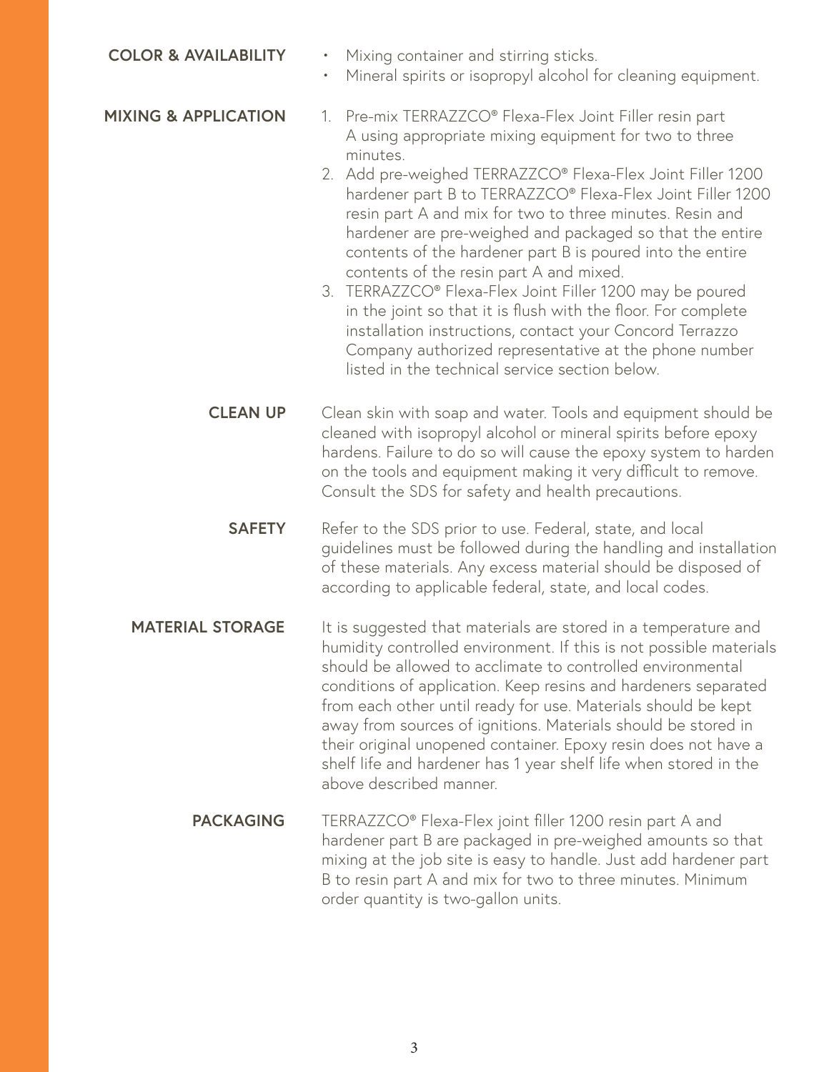## COLOR & AVAILABILITY

- Mixing container and stirring sticks.
- Mineral spirits or isopropyl alcohol for cleaning equipment.

## MIXING & APPLICATION

1. Pre-mix TERRAZZCO® Flexa-Flex Joint Filler resin part A using appropriate mixing equipment for two to three minutes.
2. Add pre-weighed TERRAZZCO® Flexa-Flex Joint Filler 1200 hardener part B to TERRAZZCO® Flexa-Flex Joint Filler 1200 resin part A and mix for two to three minutes. Resin and hardener are pre-weighed and packaged so that the entire contents of the hardener part B is poured into the entire contents of the resin part A and mixed.
3. TERRAZZCO® Flexa-Flex Joint Filler 1200 may be poured in the joint so that it is flush with the floor. For complete installation instructions, contact your Concord Terrazzo Company authorized representative at the phone number listed in the technical service section below.

## CLEAN UP

Clean skin with soap and water. Tools and equipment should be cleaned with isopropyl alcohol or mineral spirits before epoxy hardens. Failure to do so will cause the epoxy system to harden on the tools and equipment making it very difficult to remove. Consult the SDS for safety and health precautions.

## SAFETY

Refer to the SDS prior to use. Federal, state, and local guidelines must be followed during the handling and installation of these materials. Any excess material should be disposed of according to applicable federal, state, and local codes.

## MATERIAL STORAGE

It is suggested that materials are stored in a temperature and humidity controlled environment. If this is not possible materials should be allowed to acclimate to controlled environmental conditions of application. Keep resins and hardeners separated from each other until ready for use. Materials should be kept away from sources of ignitions. Materials should be stored in their original unopened container. Epoxy resin does not have a shelf life and hardener has 1 year shelf life when stored in the above described manner.

## PACKAGING

TERRAZZCO® Flexa-Flex joint filler 1200 resin part A and hardener part B are packaged in pre-weighed amounts so that mixing at the job site is easy to handle. Just add hardener part B to resin part A and mix for two to three minutes. Minimum order quantity is two-gallon units.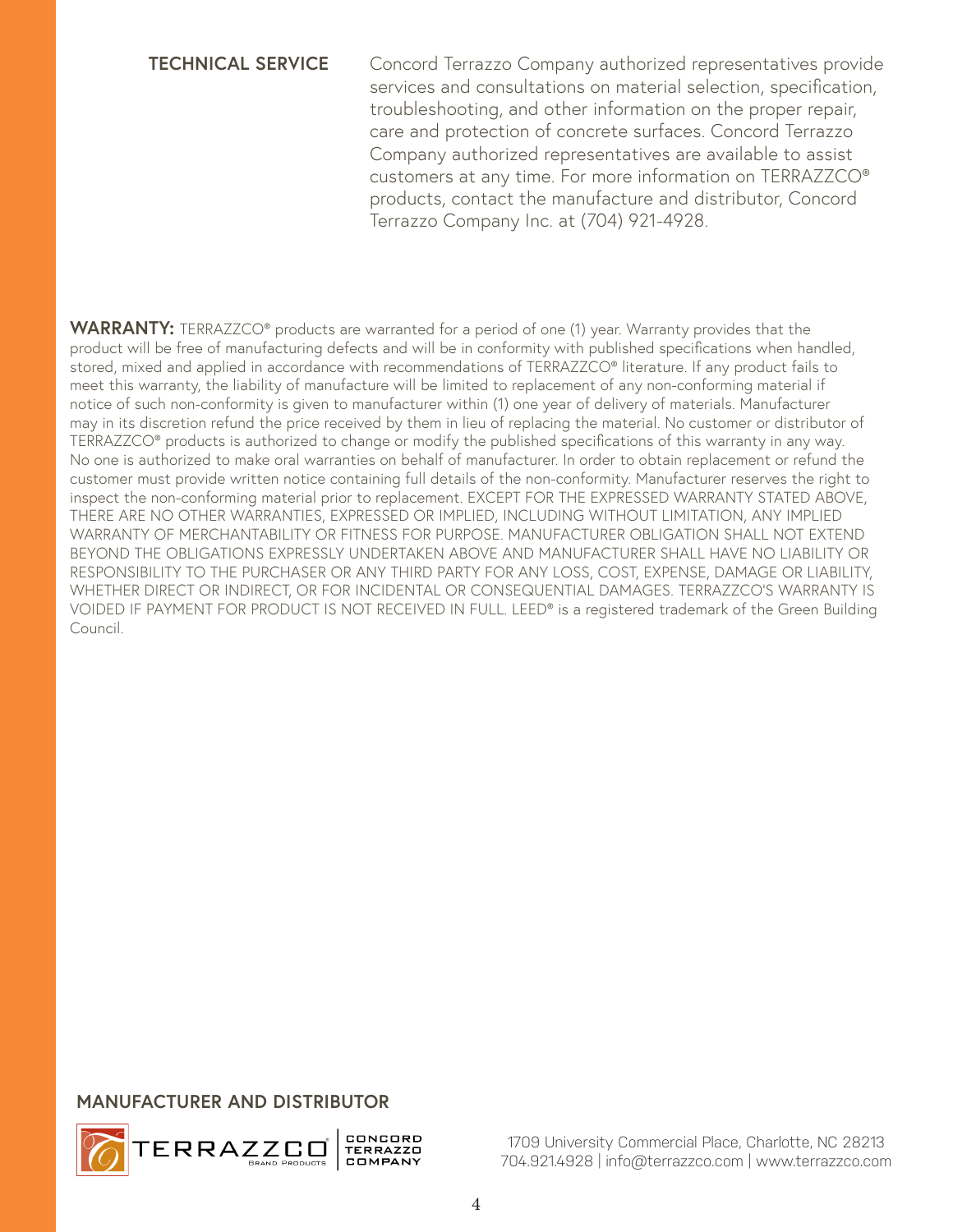**TECHNICAL SERVICE**

Concord Terrazzo Company authorized representatives provide services and consultations on material selection, specification, troubleshooting, and other information on the proper repair, care and protection of concrete surfaces. Concord Terrazzo Company authorized representatives are available to assist customers at any time. For more information on TERRAZZCO® products, contact the manufacture and distributor, Concord Terrazzo Company Inc. at (704) 921-4928.

**WARRANTY:** TERRAZZCO® products are warranted for a period of one (1) year. Warranty provides that the product will be free of manufacturing defects and will be in conformity with published specifications when handled, stored, mixed and applied in accordance with recommendations of TERRAZZCO® literature. If any product fails to meet this warranty, the liability of manufacture will be limited to replacement of any non-conforming material if notice of such non-conformity is given to manufacturer within (1) one year of delivery of materials. Manufacturer may in its discretion refund the price received by them in lieu of replacing the material. No customer or distributor of TERRAZZCO® products is authorized to change or modify the published specifications of this warranty in any way. No one is authorized to make oral warranties on behalf of manufacturer. In order to obtain replacement or refund the customer must provide written notice containing full details of the non-conformity. Manufacturer reserves the right to inspect the non-conforming material prior to replacement. EXCEPT FOR THE EXPRESSED WARRANTY STATED ABOVE, THERE ARE NO OTHER WARRANTIES, EXPRESSED OR IMPLIED, INCLUDING WITHOUT LIMITATION, ANY IMPLIED WARRANTY OF MERCHANTABILITY OR FITNESS FOR PURPOSE. MANUFACTURER OBLIGATION SHALL NOT EXTEND BEYOND THE OBLIGATIONS EXPRESSLY UNDERTAKEN ABOVE AND MANUFACTURER SHALL HAVE NO LIABILITY OR RESPONSIBILITY TO THE PURCHASER OR ANY THIRD PARTY FOR ANY LOSS, COST, EXPENSE, DAMAGE OR LIABILITY, WHETHER DIRECT OR INDIRECT, OR FOR INCIDENTAL OR CONSEQUENTIAL DAMAGES. TERRAZZCO'S WARRANTY IS VOIDED IF PAYMENT FOR PRODUCT IS NOT RECEIVED IN FULL. LEED® is a registered trademark of the Green Building Council.

## MANUFACTURER AND DISTRIBUTOR

TERRAZZCO® BRAND PRODUCTS | CONCORD TERRAZZO COMPANY

1709 University Commercial Place, Charlotte, NC 28213
704.921.4928 | info@terrazzco.com | www.terrazzco.com